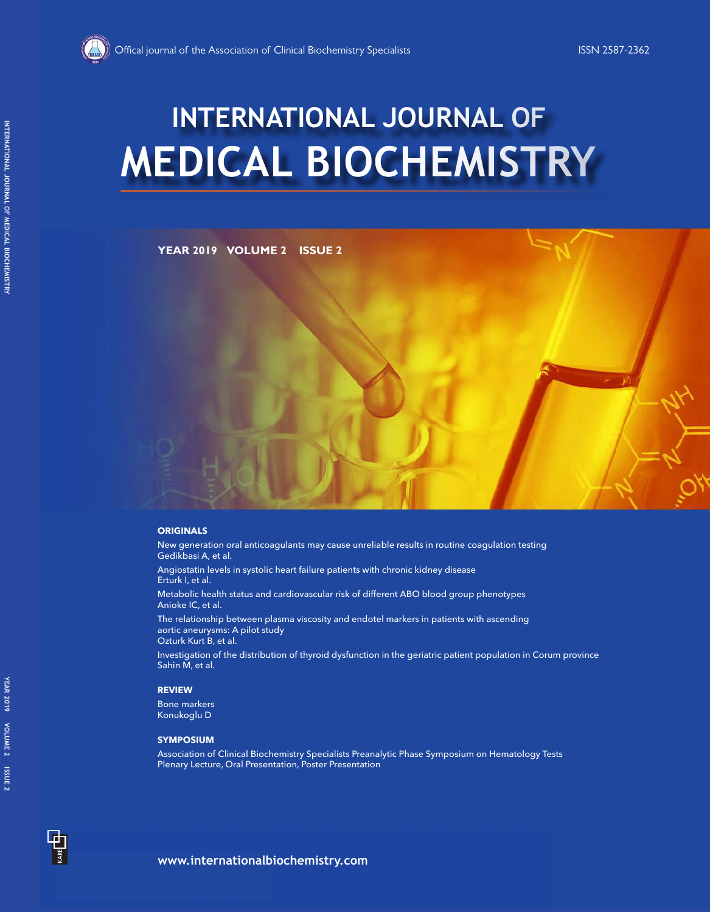Offical journal of the Association of Clinical Biochemistry Specialists

ISSN 2587-2362

# INTERNATIONAL JOURNAL OF MEDICAL BIOCHEMISTRY

**YEAR 2019 VOLUME 2 ISSUE 2**

## ORIGINALS

New generation oral anticoagulants may cause unreliable results in routine coagulation testing
Gedikbasi A, et al.

Angiostatin levels in systolic heart failure patients with chronic kidney disease
Erturk I, et al.

Metabolic health status and cardiovascular risk of different ABO blood group phenotypes
Anioke IC, et al.

The relationship between plasma viscosity and endotel markers in patients with ascending aortic aneurysms: A pilot study
Ozturk Kurt B, et al.

Investigation of the distribution of thyroid dysfunction in the geriatric patient population in Corum province
Sahin M, et al.

## REVIEW

Bone markers
Konukoglu D

## SYMPOSIUM

Association of Clinical Biochemistry Specialists Preanalytic Phase Symposium on Hematology Tests
Plenary Lecture, Oral Presentation, Poster Presentation

www.internationalbiochemistry.com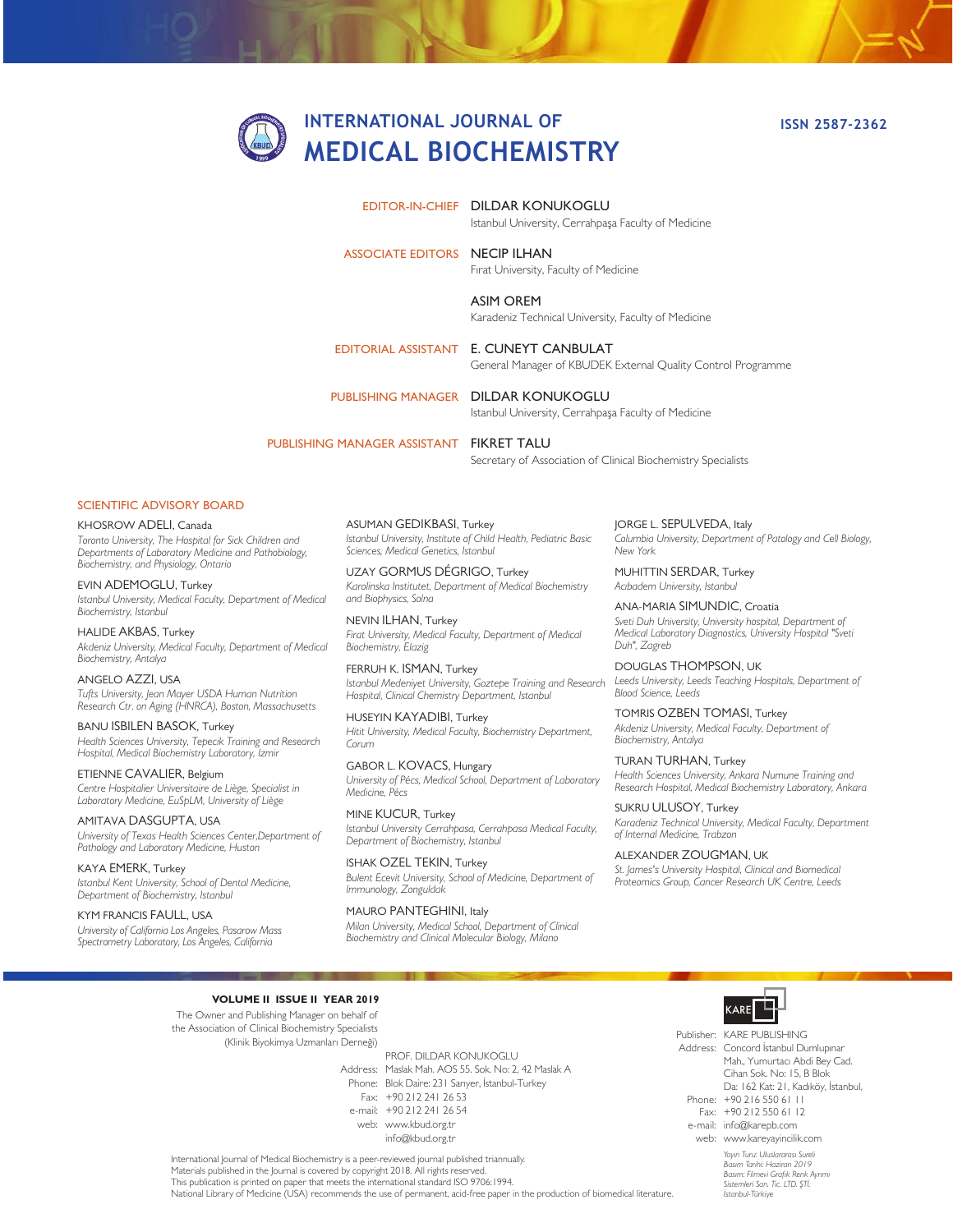# INTERNATIONAL JOURNAL OF MEDICAL BIOCHEMISTRY

ISSN 2587-2362

**EDITOR-IN-CHIEF**
DILDAR KONUKOGLU
Istanbul University, Cerrahpaşa Faculty of Medicine

**ASSOCIATE EDITORS**
NECIP ILHAN
Fırat University, Faculty of Medicine

ASIM OREM
Karadeniz Technical University, Faculty of Medicine

**EDITORIAL ASSISTANT**
E. CUNEYT CANBULAT
General Manager of KBUDEK External Quality Control Programme

**PUBLISHING MANAGER**
DILDAR KONUKOGLU
Istanbul University, Cerrahpaşa Faculty of Medicine

**PUBLISHING MANAGER ASSISTANT**
FIKRET TALU
Secretary of Association of Clinical Biochemistry Specialists

## SCIENTIFIC ADVISORY BOARD

KHOSROW ADELI, Canada
*Toronto University, The Hospital for Sick Children and Departments of Laboratory Medicine and Pathobiology, Biochemistry, and Physiology, Ontario*

EVIN ADEMOGLU, Turkey
*Istanbul University, Medical Faculty, Department of Medical Biochemistry, Istanbul*

HALIDE AKBAS, Turkey
*Akdeniz University, Medical Faculty, Department of Medical Biochemistry, Antalya*

ANGELO AZZI, USA
*Tufts University, Jean Mayer USDA Human Nutrition Research Ctr. on Aging (HNRCA), Boston, Massachusetts*

BANU ISBILEN BASOK, Turkey
*Health Sciences University, Tepecik Training and Research Hospital, Medical Biochemistry Laboratory, Izmir*

ETIENNE CAVALIER, Belgium
*Centre Hospitalier Universitaire de Liège, Specialist in Laboratory Medicine, EuSpLM, University of Liège*

AMITAVA DASGUPTA, USA
*University of Texas Health Sciences Center,Department of Pathology and Laboratory Medicine, Huston*

KAYA EMERK, Turkey
*Istanbul Kent University, School of Dental Medicine, Department of Biochemistry, Istanbul*

KYM FRANCIS FAULL, USA
*University of California Los Angeles, Pasarow Mass Spectrometry Laboratory, Los Angeles, California*

ASUMAN GEDIKBASI, Turkey
*Istanbul University, Institute of Child Health, Pediatric Basic Sciences, Medical Genetics, Istanbul*

UZAY GORMUS DÉGRIGO, Turkey
*Karolinska Institutet, Department of Medical Biochemistry and Biophysics, Solna*

NEVIN ILHAN, Turkey
*Fırat University, Medical Faculty, Department of Medical Biochemistry, Elazig*

FERRUH K. ISMAN, Turkey
*Istanbul Medeniyet University, Goztepe Training and Research Hospital, Clinical Chemistry Department, Istanbul*

HUSEYIN KAYADIBI, Turkey
*Hitit University, Medical Faculty, Biochemistry Department, Corum*

GABOR L. KOVACS, Hungary
*University of Pécs, Medical School, Department of Laboratory Medicine, Pécs*

MINE KUCUR, Turkey
*Istanbul University Cerrahpasa, Cerrahpasa Medical Faculty, Department of Biochemistry, Istanbul*

ISHAK OZEL TEKIN, Turkey
*Bulent Ecevit University, School of Medicine, Department of Immunology, Zonguldak*

MAURO PANTEGHINI, Italy
*Milan University, Medical School, Department of Clinical Biochemistry and Clinical Molecular Biology, Milano*

JORGE L. SEPULVEDA, Italy
*Columbia University, Department of Patology and Cell Biology, New York*

MUHITTIN SERDAR, Turkey
*Acıbadem University, Istanbul*

ANA-MARIA SIMUNDIC, Croatia
*Sveti Duh University, University hospital, Department of Medical Laboratory Diagnostics, University Hospital "Sveti Duh", Zagreb*

DOUGLAS THOMPSON, UK
*Leeds University, Leeds Teaching Hospitals, Department of Blood Science, Leeds*

TOMRIS OZBEN TOMASI, Turkey
*Akdeniz University, Medical Faculty, Department of Biochemistry, Antalya*

TURAN TURHAN, Turkey
*Health Sciences University, Ankara Numune Training and Research Hospital, Medical Biochemistry Laboratory, Ankara*

SUKRU ULUSOY, Turkey
*Karadeniz Technical University, Medical Faculty, Department of Internal Medicine, Trabzon*

ALEXANDER ZOUGMAN, UK
*St. James's University Hospital, Clinical and Biomedical Proteomics Group, Cancer Research UK Centre, Leeds*

**VOLUME II ISSUE II YEAR 2019**

The Owner and Publishing Manager on behalf of the Association of Clinical Biochemistry Specialists (Klinik Biyokimya Uzmanları Derneği)

PROF. DILDAR KONUKOGLU
Address: Maslak Mah. AOS 55. Sok. No: 2, 42 Maslak A Blok Daire: 231 Sarıyer, İstanbul-Turkey
Phone: +90 212 241 26 53
Fax: +90 212 241 26 54
e-mail: info@kbud.org.tr
web: www.kbud.org.tr

Publisher: KARE PUBLISHING
Address: Concord İstanbul Dumlupınar Mah., Yumurtacı Abdi Bey Cad. Cihan Sok. No: 15, B Blok Da: 162 Kat: 21, Kadıköy, İstanbul,
Phone: +90 216 550 61 11
Fax: +90 216 550 61 12
e-mail: info@karepb.com
web: www.kareyayincilik.com

International Journal of Medical Biochemistry is a peer-reviewed journal published triannually.
Materials published in the Journal is covered by copyright 2018. All rights reserved.
This publication is printed on paper that meets the international standard ISO 9706:1994.
National Library of Medicine (USA) recommends the use of permanent, acid-free paper in the production of biomedical literature.

*Yayın Turu: Uluslararası Sureli*
*Basım Tarihi: Haziran 2019*
*Basım: Filmevi Grafik Renk Ayrımı Sistemleri San. Tic. LTD. ŞTİ.*
*İstanbul-Türkiye*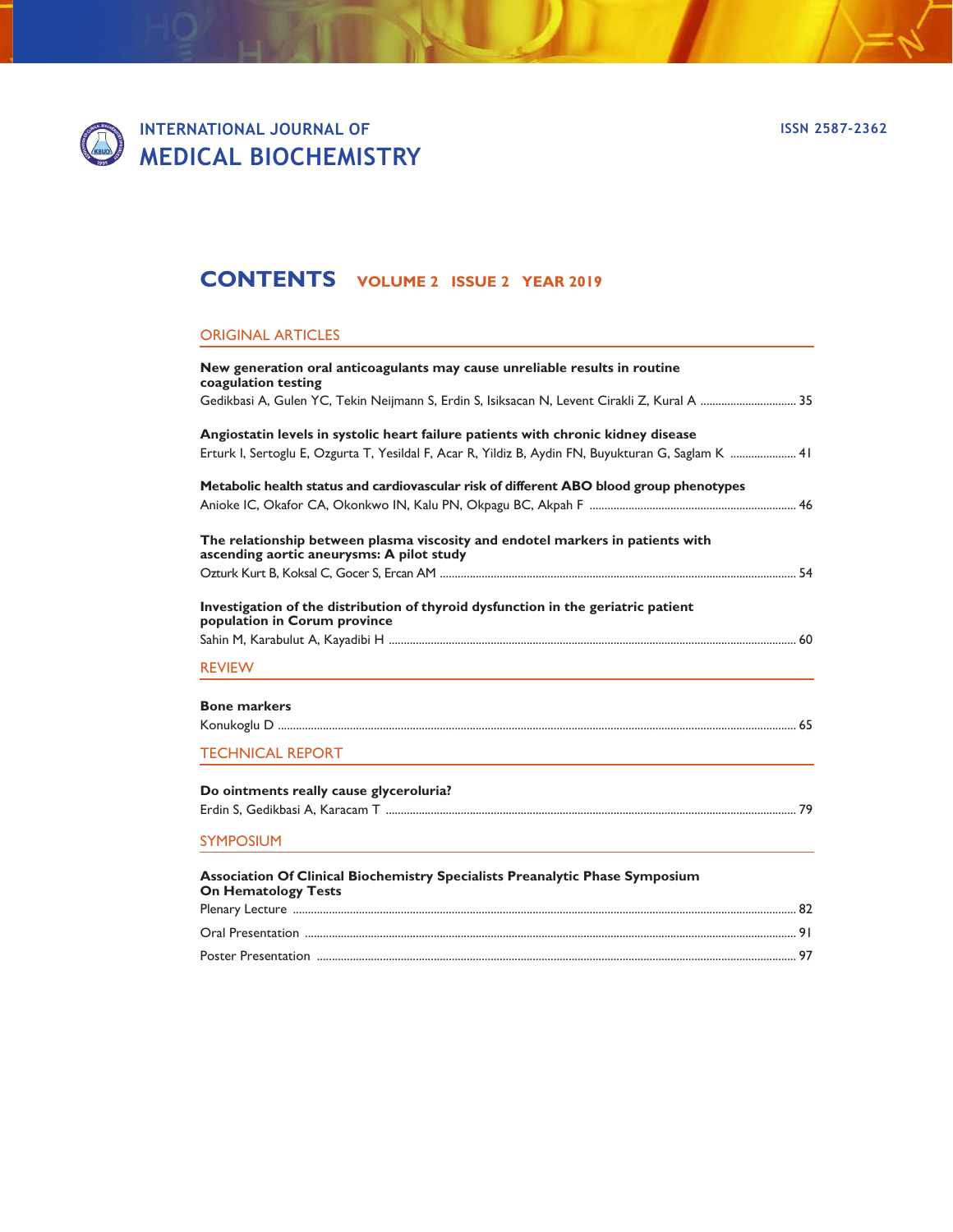# INTERNATIONAL JOURNAL OF MEDICAL BIOCHEMISTRY

ISSN 2587-2362

## CONTENTS VOLUME 2 ISSUE 2 YEAR 2019

### ORIGINAL ARTICLES

**New generation oral anticoagulants may cause unreliable results in routine coagulation testing**
Gedikbasi A, Gulen YC, Tekin Neijmann S, Erdin S, Isiksacan N, Levent Cirakli Z, Kural A ................................ 35

**Angiostatin levels in systolic heart failure patients with chronic kidney disease**
Erturk I, Sertoglu E, Ozgurta T, Yesildal F, Acar R, Yildiz B, Aydin FN, Buyukturan G, Saglam K ...................... 41

**Metabolic health status and cardiovascular risk of different ABO blood group phenotypes**
Anioke IC, Okafor CA, Okonkwo IN, Kalu PN, Okpagu BC, Akpah F ..................................................................... 46

**The relationship between plasma viscosity and endotel markers in patients with ascending aortic aneurysms: A pilot study**
Ozturk Kurt B, Koksal C, Gocer S, Ercan AM ........................................................................................................ 54

**Investigation of the distribution of thyroid dysfunction in the geriatric patient population in Corum province**
Sahin M, Karabulut A, Kayadibi H ........................................................................................................................ 60

### REVIEW

**Bone markers**
Konukoglu D ........................................................................................................................................................... 65

### TECHNICAL REPORT

**Do ointments really cause glyceroluria?**
Erdin S, Gedikbasi A, Karacam T ........................................................................................................................ 79

### SYMPOSIUM

**Association Of Clinical Biochemistry Specialists Preanalytic Phase Symposium On Hematology Tests**
Plenary Lecture ....................................................................................................................................................... 82
Oral Presentation .................................................................................................................................................... 91
Poster Presentation ................................................................................................................................................ 97